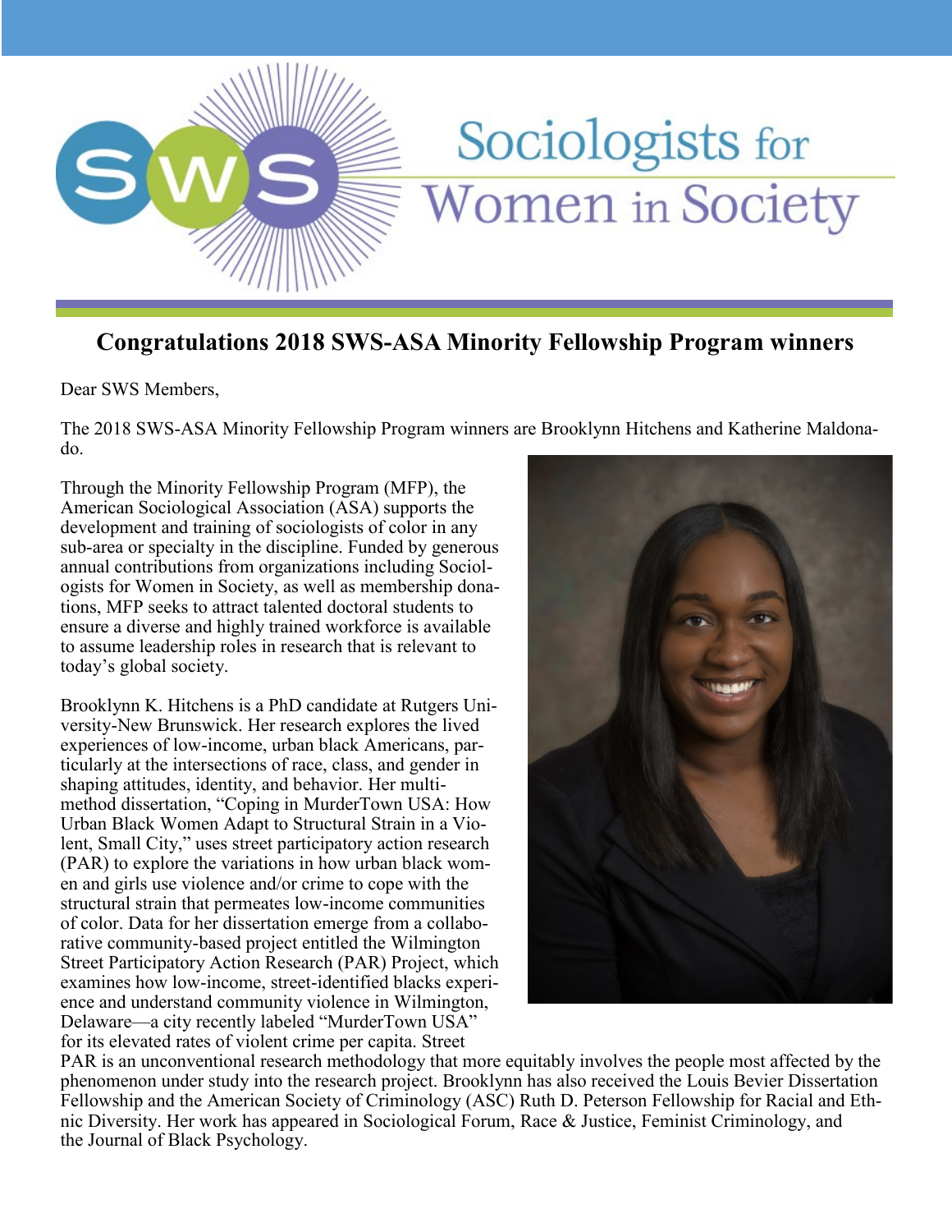# Sociologists for Women in Society

## Congratulations 2018 SWS-ASA Minority Fellowship Program winners

Dear SWS Members,

The 2018 SWS-ASA Minority Fellowship Program winners are Brooklynn Hitchens and Katherine Maldonado.

Through the Minority Fellowship Program (MFP), the American Sociological Association (ASA) supports the development and training of sociologists of color in any sub-area or specialty in the discipline. Funded by generous annual contributions from organizations including Sociologists for Women in Society, as well as membership donations, MFP seeks to attract talented doctoral students to ensure a diverse and highly trained workforce is available to assume leadership roles in research that is relevant to today's global society.

Brooklynn K. Hitchens is a PhD candidate at Rutgers University-New Brunswick. Her research explores the lived experiences of low-income, urban black Americans, particularly at the intersections of race, class, and gender in shaping attitudes, identity, and behavior. Her multi-method dissertation, "Coping in MurderTown USA: How Urban Black Women Adapt to Structural Strain in a Violent, Small City," uses street participatory action research (PAR) to explore the variations in how urban black women and girls use violence and/or crime to cope with the structural strain that permeates low-income communities of color. Data for her dissertation emerge from a collaborative community-based project entitled the Wilmington Street Participatory Action Research (PAR) Project, which examines how low-income, street-identified blacks experience and understand community violence in Wilmington, Delaware—a city recently labeled "MurderTown USA" for its elevated rates of violent crime per capita. Street PAR is an unconventional research methodology that more equitably involves the people most affected by the phenomenon under study into the research project. Brooklynn has also received the Louis Bevier Dissertation Fellowship and the American Society of Criminology (ASC) Ruth D. Peterson Fellowship for Racial and Ethnic Diversity. Her work has appeared in Sociological Forum, Race & Justice, Feminist Criminology, and the Journal of Black Psychology.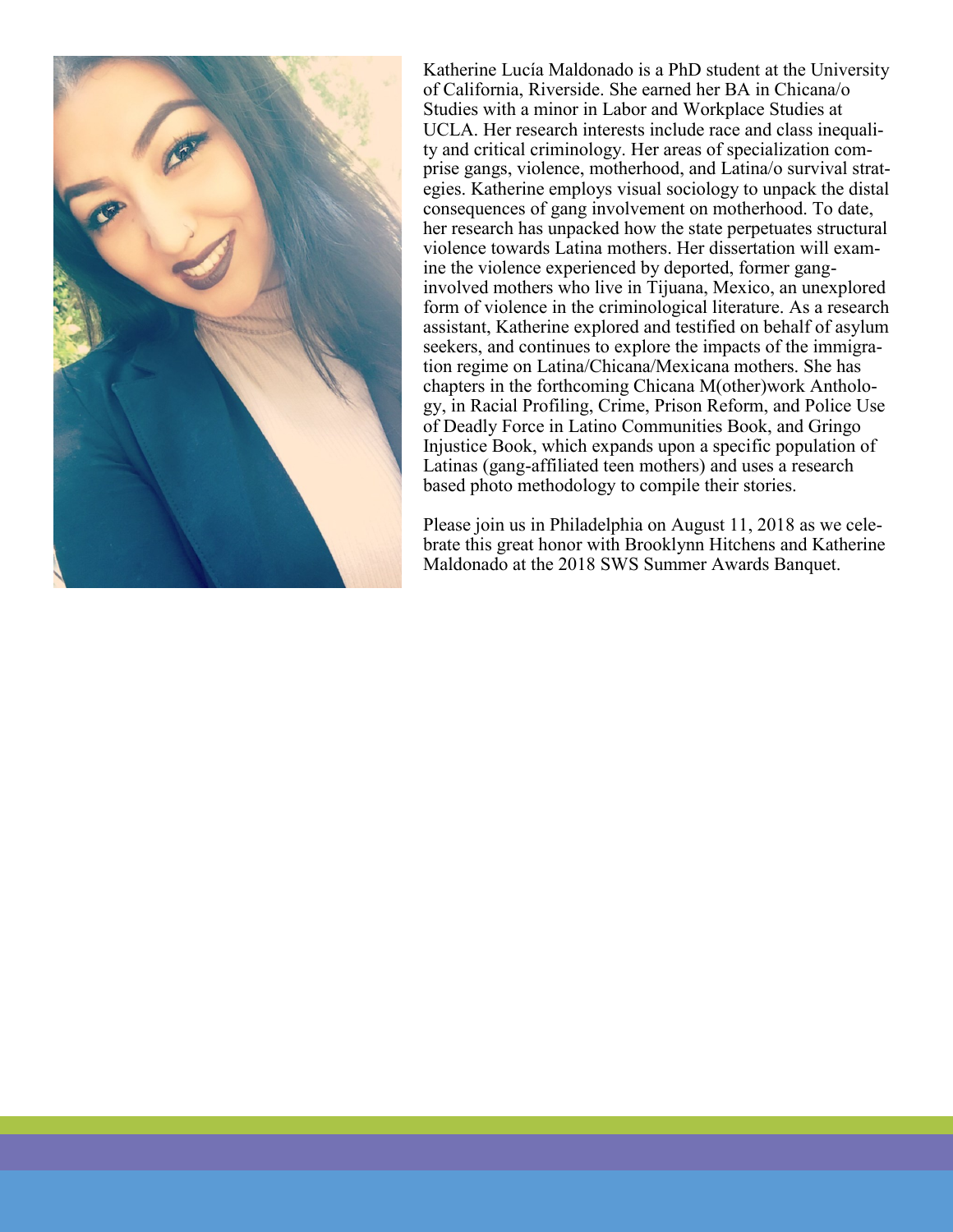Katherine Lucía Maldonado is a PhD student at the University of California, Riverside. She earned her BA in Chicana/o Studies with a minor in Labor and Workplace Studies at UCLA. Her research interests include race and class inequality and critical criminology. Her areas of specialization comprise gangs, violence, motherhood, and Latina/o survival strategies. Katherine employs visual sociology to unpack the distal consequences of gang involvement on motherhood. To date, her research has unpacked how the state perpetuates structural violence towards Latina mothers. Her dissertation will examine the violence experienced by deported, former gang-involved mothers who live in Tijuana, Mexico, an unexplored form of violence in the criminological literature. As a research assistant, Katherine explored and testified on behalf of asylum seekers, and continues to explore the impacts of the immigration regime on Latina/Chicana/Mexicana mothers. She has chapters in the forthcoming Chicana M(other)work Anthology, in Racial Profiling, Crime, Prison Reform, and Police Use of Deadly Force in Latino Communities Book, and Gringo Injustice Book, which expands upon a specific population of Latinas (gang-affiliated teen mothers) and uses a research based photo methodology to compile their stories.

Please join us in Philadelphia on August 11, 2018 as we celebrate this great honor with Brooklynn Hitchens and Katherine Maldonado at the 2018 SWS Summer Awards Banquet.